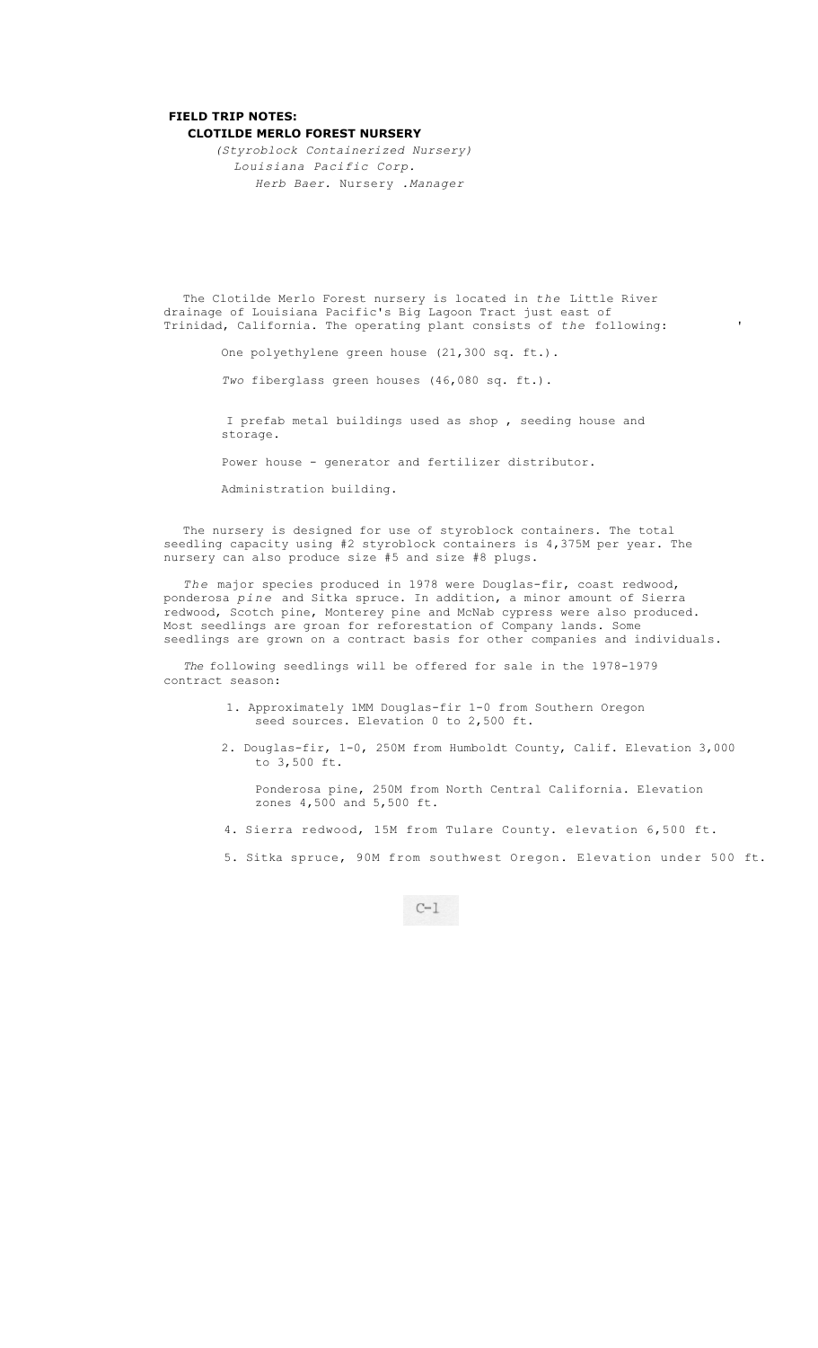**FIELD TRIP NOTES:**
**CLOTILDE MERLO FOREST NURSERY**

*(Styroblock Containerized Nursery)*
*Louisiana Pacific Corp.*
*Herb Baer.* Nursery .*Manager*

The Clotilde Merlo Forest nursery is located in *the* Little River drainage of Louisiana Pacific's Big Lagoon Tract just east of Trinidad, California. The operating plant consists of *the* following:

One polyethylene green house (21,300 sq. ft.).

*Two* fiberglass green houses (46,080 sq. ft.).

I prefab metal buildings used as shop , seeding house and storage.

Power house - generator and fertilizer distributor.

Administration building.

The nursery is designed for use of styroblock containers. The total seedling capacity using #2 styroblock containers is 4,375M per year. The nursery can also produce size #5 and size #8 plugs.

*The* major species produced in 1978 were Douglas-fir, coast redwood, ponderosa *pine* and Sitka spruce. In addition, a minor amount of Sierra redwood, Scotch pine, Monterey pine and McNab cypress were also produced. Most seedlings are groan for reforestation of Company lands. Some seedlings are grown on a contract basis for other companies and individuals.

*The* following seedlings will be offered for sale in the 1978-1979 contract season:

1. Approximately 1MM Douglas-fir 1-0 from Southern Oregon seed sources. Elevation 0 to 2,500 ft.

2. Douglas-fir, 1-0, 250M from Humboldt County, Calif. Elevation 3,000 to 3,500 ft.

   Ponderosa pine, 250M from North Central California. Elevation zones 4,500 and 5,500 ft.

4. Sierra redwood, 15M from Tulare County. elevation 6,500 ft.

5. Sitka spruce, 90M from southwest Oregon. Elevation under 500 ft.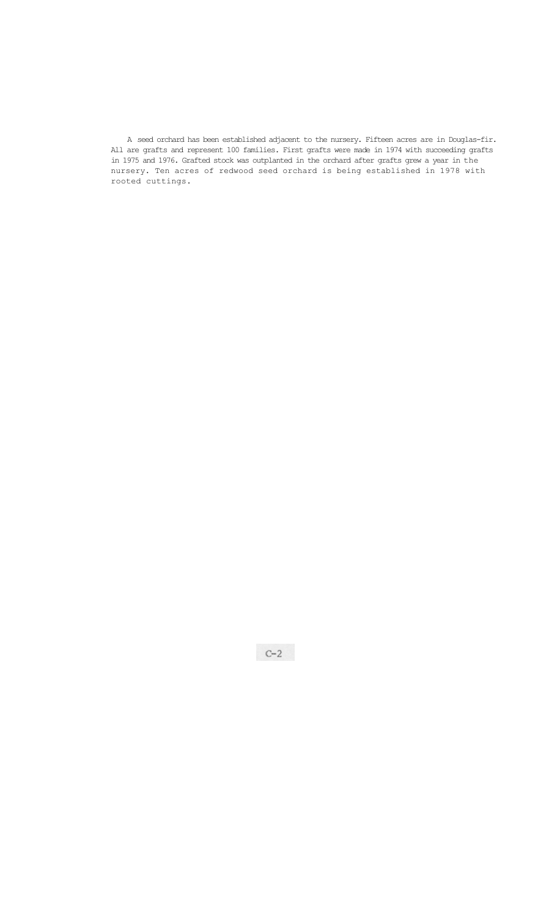A seed orchard has been established adjacent to the nursery. Fifteen acres are in Douglas-fir. All are grafts and represent 100 families. First grafts were made in 1974 with succeeding grafts in 1975 and 1976. Grafted stock was outplanted in the orchard after grafts grew a year in the nursery. Ten acres of redwood seed orchard is being established in 1978 with rooted cuttings.